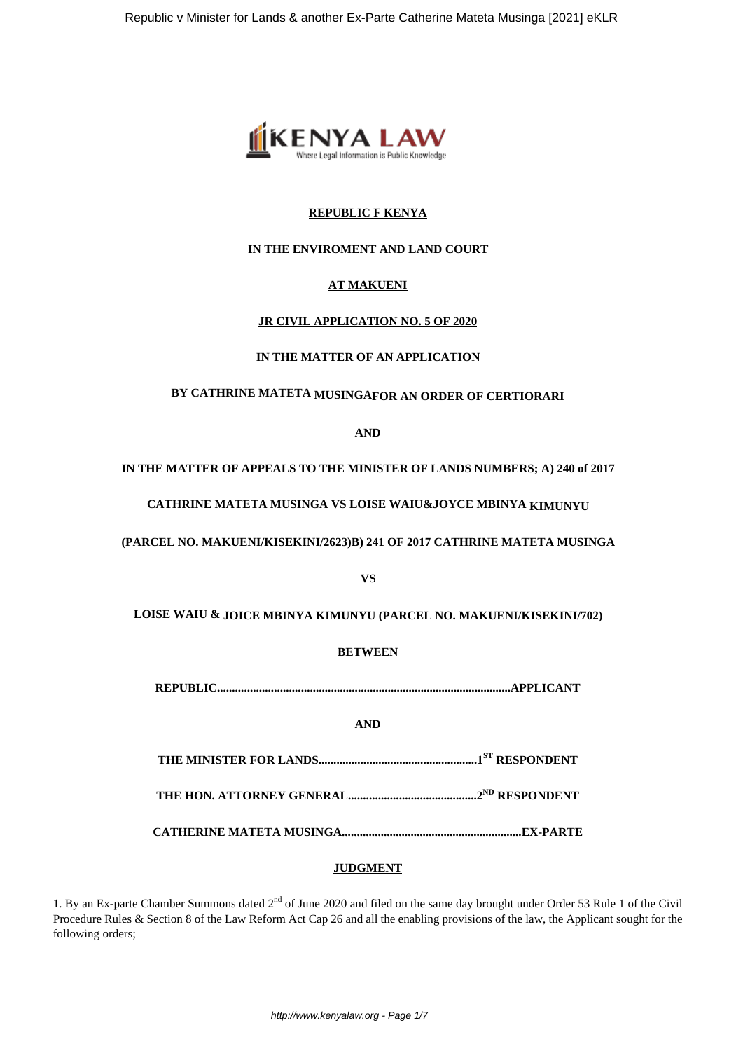**REPUBLIC F KENYA**

**IN THE ENVIROMENT AND LAND COURT**

**AT MAKUENI**

**JR CIVIL APPLICATION NO. 5 OF 2020**

**IN THE MATTER OF AN APPLICATION**

**BY CATHRINE MATETA MUSINGAFOR AN ORDER OF CERTIORARI**

**AND**

**IN THE MATTER OF APPEALS TO THE MINISTER OF LANDS NUMBERS; A) 240 of 2017**

**CATHRINE MATETA MUSINGA VS LOISE WAIU&JOYCE MBINYA KIMUNYU**

**(PARCEL NO. MAKUENI/KISEKINI/2623)B) 241 OF 2017 CATHRINE MATETA MUSINGA**

**VS**

**LOISE WAIU & JOICE MBINYA KIMUNYU (PARCEL NO. MAKUENI/KISEKINI/702)**

**BETWEEN**

**REPUBLIC.................................................................................................APPLICANT**

**AND**

**THE MINISTER FOR LANDS.....................................................1ST RESPONDENT**

**THE HON. ATTORNEY GENERAL...........................................2ND RESPONDENT**

**CATHERINE MATETA MUSINGA...........................................................EX-PARTE**

**JUDGMENT**

1. By an Ex-parte Chamber Summons dated 2nd of June 2020 and filed on the same day brought under Order 53 Rule 1 of the Civil Procedure Rules & Section 8 of the Law Reform Act Cap 26 and all the enabling provisions of the law, the Applicant sought for the following orders;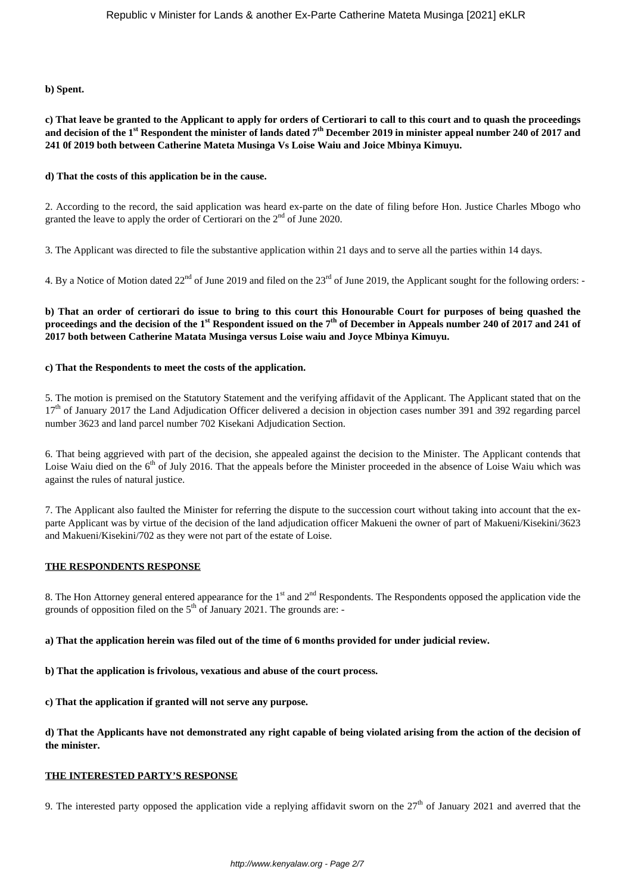**b) Spent.**

**c) That leave be granted to the Applicant to apply for orders of Certiorari to call to this court and to quash the proceedings and decision of the 1st Respondent the minister of lands dated 7th December 2019 in minister appeal number 240 of 2017 and 241 0f 2019 both between Catherine Mateta Musinga Vs Loise Waiu and Joice Mbinya Kimuyu.**

**d) That the costs of this application be in the cause.**

2. According to the record, the said application was heard ex-parte on the date of filing before Hon. Justice Charles Mbogo who granted the leave to apply the order of Certiorari on the 2nd of June 2020.

3. The Applicant was directed to file the substantive application within 21 days and to serve all the parties within 14 days.

4. By a Notice of Motion dated 22nd of June 2019 and filed on the 23rd of June 2019, the Applicant sought for the following orders: -

**b) That an order of certiorari do issue to bring to this court this Honourable Court for purposes of being quashed the proceedings and the decision of the 1st Respondent issued on the 7th of December in Appeals number 240 of 2017 and 241 of 2017 both between Catherine Matata Musinga versus Loise waiu and Joyce Mbinya Kimuyu.**

**c) That the Respondents to meet the costs of the application.**

5. The motion is premised on the Statutory Statement and the verifying affidavit of the Applicant. The Applicant stated that on the 17th of January 2017 the Land Adjudication Officer delivered a decision in objection cases number 391 and 392 regarding parcel number 3623 and land parcel number 702 Kisekani Adjudication Section.

6. That being aggrieved with part of the decision, she appealed against the decision to the Minister. The Applicant contends that Loise Waiu died on the 6th of July 2016. That the appeals before the Minister proceeded in the absence of Loise Waiu which was against the rules of natural justice.

7. The Applicant also faulted the Minister for referring the dispute to the succession court without taking into account that the ex-parte Applicant was by virtue of the decision of the land adjudication officer Makueni the owner of part of Makueni/Kisekini/3623 and Makueni/Kisekini/702 as they were not part of the estate of Loise.

**THE RESPONDENTS RESPONSE**

8. The Hon Attorney general entered appearance for the 1st and 2nd Respondents. The Respondents opposed the application vide the grounds of opposition filed on the 5th of January 2021. The grounds are: -

**a) That the application herein was filed out of the time of 6 months provided for under judicial review.**

**b) That the application is frivolous, vexatious and abuse of the court process.**

**c) That the application if granted will not serve any purpose.**

**d) That the Applicants have not demonstrated any right capable of being violated arising from the action of the decision of the minister.**

**THE INTERESTED PARTY'S RESPONSE**

9. The interested party opposed the application vide a replying affidavit sworn on the 27th of January 2021 and averred that the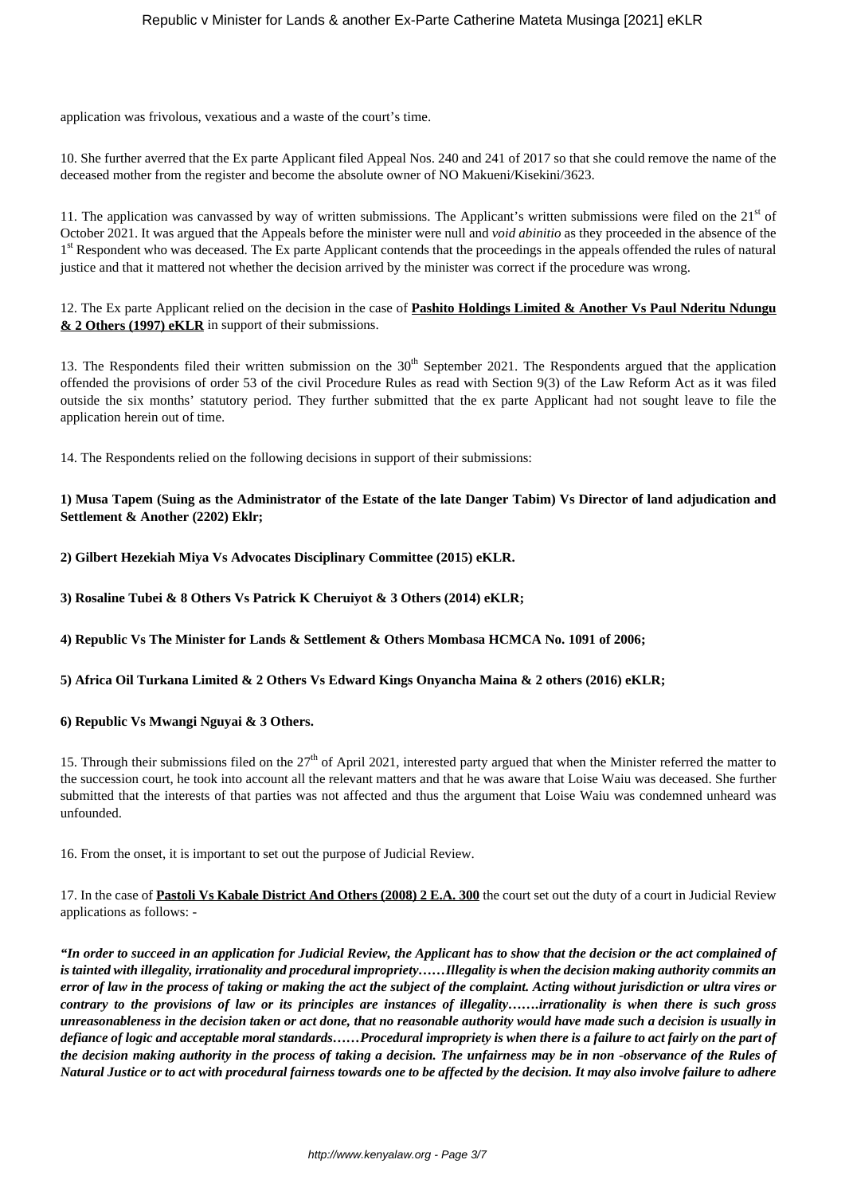application was frivolous, vexatious and a waste of the court's time.

10. She further averred that the Ex parte Applicant filed Appeal Nos. 240 and 241 of 2017 so that she could remove the name of the deceased mother from the register and become the absolute owner of NO Makueni/Kisekini/3623.

11. The application was canvassed by way of written submissions. The Applicant's written submissions were filed on the 21st of October 2021. It was argued that the Appeals before the minister were null and *void abinitio* as they proceeded in the absence of the 1st Respondent who was deceased. The Ex parte Applicant contends that the proceedings in the appeals offended the rules of natural justice and that it mattered not whether the decision arrived by the minister was correct if the procedure was wrong.

12. The Ex parte Applicant relied on the decision in the case of **Pashito Holdings Limited & Another Vs Paul Nderitu Ndungu & 2 Others (1997) eKLR** in support of their submissions.

13. The Respondents filed their written submission on the 30th September 2021. The Respondents argued that the application offended the provisions of order 53 of the civil Procedure Rules as read with Section 9(3) of the Law Reform Act as it was filed outside the six months' statutory period. They further submitted that the ex parte Applicant had not sought leave to file the application herein out of time.

14. The Respondents relied on the following decisions in support of their submissions:

**1) Musa Tapem (Suing as the Administrator of the Estate of the late Danger Tabim) Vs Director of land adjudication and Settlement & Another (2202) Eklr;**

**2) Gilbert Hezekiah Miya Vs Advocates Disciplinary Committee (2015) eKLR.**

**3) Rosaline Tubei & 8 Others Vs Patrick K Cheruiyot & 3 Others (2014) eKLR;**

**4) Republic Vs The Minister for Lands & Settlement & Others Mombasa HCMCA No. 1091 of 2006;**

**5) Africa Oil Turkana Limited & 2 Others Vs Edward Kings Onyancha Maina & 2 others (2016) eKLR;**

**6) Republic Vs Mwangi Nguyai & 3 Others.**

15. Through their submissions filed on the 27th of April 2021, interested party argued that when the Minister referred the matter to the succession court, he took into account all the relevant matters and that he was aware that Loise Waiu was deceased. She further submitted that the interests of that parties was not affected and thus the argument that Loise Waiu was condemned unheard was unfounded.

16. From the onset, it is important to set out the purpose of Judicial Review.

17. In the case of **Pastoli Vs Kabale District And Others (2008) 2 E.A. 300** the court set out the duty of a court in Judicial Review applications as follows: -

***"In order to succeed in an application for Judicial Review, the Applicant has to show that the decision or the act complained of is tainted with illegality, irrationality and procedural impropriety……Illegality is when the decision making authority commits an error of law in the process of taking or making the act the subject of the complaint. Acting without jurisdiction or ultra vires or contrary to the provisions of law or its principles are instances of illegality…….irrationality is when there is such gross unreasonableness in the decision taken or act done, that no reasonable authority would have made such a decision is usually in defiance of logic and acceptable moral standards……Procedural impropriety is when there is a failure to act fairly on the part of the decision making authority in the process of taking a decision. The unfairness may be in non -observance of the Rules of Natural Justice or to act with procedural fairness towards one to be affected by the decision. It may also involve failure to adhere***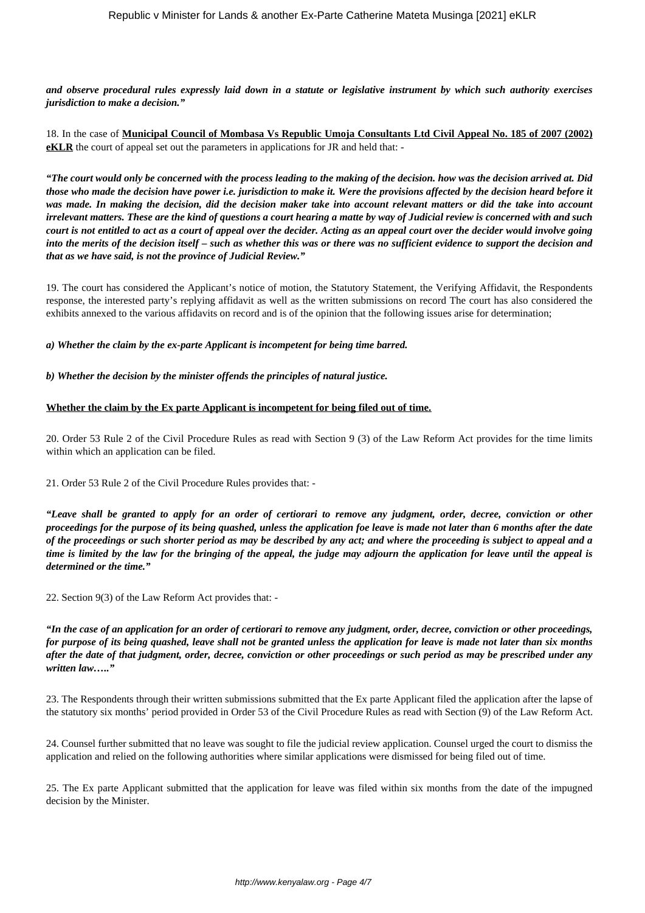***and observe procedural rules expressly laid down in a statute or legislative instrument by which such authority exercises jurisdiction to make a decision."***

18. In the case of **Municipal Council of Mombasa Vs Republic Umoja Consultants Ltd Civil Appeal No. 185 of 2007 (2002) eKLR** the court of appeal set out the parameters in applications for JR and held that: -

***"The court would only be concerned with the process leading to the making of the decision. how was the decision arrived at. Did those who made the decision have power i.e. jurisdiction to make it. Were the provisions affected by the decision heard before it was made. In making the decision, did the decision maker take into account relevant matters or did the take into account irrelevant matters. These are the kind of questions a court hearing a matte by way of Judicial review is concerned with and such court is not entitled to act as a court of appeal over the decider. Acting as an appeal court over the decider would involve going into the merits of the decision itself – such as whether this was or there was no sufficient evidence to support the decision and that as we have said, is not the province of Judicial Review."***

19. The court has considered the Applicant's notice of motion, the Statutory Statement, the Verifying Affidavit, the Respondents response, the interested party's replying affidavit as well as the written submissions on record The court has also considered the exhibits annexed to the various affidavits on record and is of the opinion that the following issues arise for determination;

***a) Whether the claim by the ex-parte Applicant is incompetent for being time barred.***

***b) Whether the decision by the minister offends the principles of natural justice.***

**Whether the claim by the Ex parte Applicant is incompetent for being filed out of time.**

20. Order 53 Rule 2 of the Civil Procedure Rules as read with Section 9 (3) of the Law Reform Act provides for the time limits within which an application can be filed.

21. Order 53 Rule 2 of the Civil Procedure Rules provides that: -

***"Leave shall be granted to apply for an order of certiorari to remove any judgment, order, decree, conviction or other proceedings for the purpose of its being quashed, unless the application foe leave is made not later than 6 months after the date of the proceedings or such shorter period as may be described by any act; and where the proceeding is subject to appeal and a time is limited by the law for the bringing of the appeal, the judge may adjourn the application for leave until the appeal is determined or the time."***

22. Section 9(3) of the Law Reform Act provides that: -

***"In the case of an application for an order of certiorari to remove any judgment, order, decree, conviction or other proceedings, for purpose of its being quashed, leave shall not be granted unless the application for leave is made not later than six months after the date of that judgment, order, decree, conviction or other proceedings or such period as may be prescribed under any written law….."***

23. The Respondents through their written submissions submitted that the Ex parte Applicant filed the application after the lapse of the statutory six months' period provided in Order 53 of the Civil Procedure Rules as read with Section (9) of the Law Reform Act.

24. Counsel further submitted that no leave was sought to file the judicial review application. Counsel urged the court to dismiss the application and relied on the following authorities where similar applications were dismissed for being filed out of time.

25. The Ex parte Applicant submitted that the application for leave was filed within six months from the date of the impugned decision by the Minister.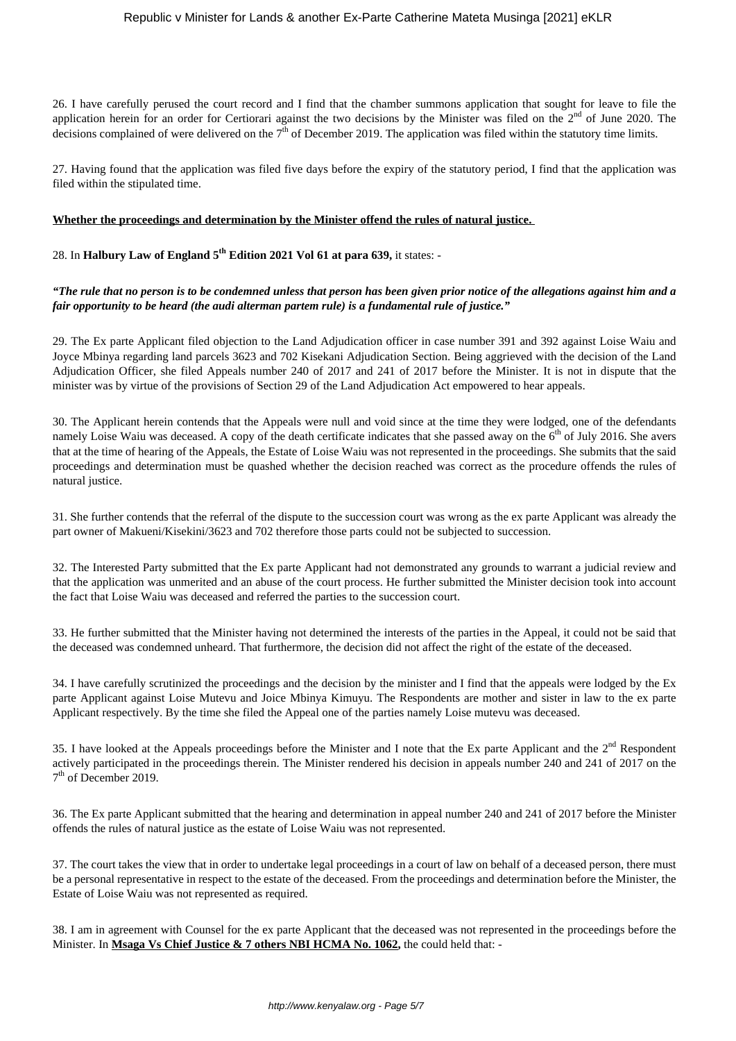26. I have carefully perused the court record and I find that the chamber summons application that sought for leave to file the application herein for an order for Certiorari against the two decisions by the Minister was filed on the 2nd of June 2020. The decisions complained of were delivered on the 7th of December 2019. The application was filed within the statutory time limits.

27. Having found that the application was filed five days before the expiry of the statutory period, I find that the application was filed within the stipulated time.

**Whether the proceedings and determination by the Minister offend the rules of natural justice.**

28. In **Halbury Law of England 5th Edition 2021 Vol 61 at para 639,** it states: -

***"The rule that no person is to be condemned unless that person has been given prior notice of the allegations against him and a fair opportunity to be heard (the audi alterman partem rule) is a fundamental rule of justice."***

29. The Ex parte Applicant filed objection to the Land Adjudication officer in case number 391 and 392 against Loise Waiu and Joyce Mbinya regarding land parcels 3623 and 702 Kisekani Adjudication Section. Being aggrieved with the decision of the Land Adjudication Officer, she filed Appeals number 240 of 2017 and 241 of 2017 before the Minister. It is not in dispute that the minister was by virtue of the provisions of Section 29 of the Land Adjudication Act empowered to hear appeals.

30. The Applicant herein contends that the Appeals were null and void since at the time they were lodged, one of the defendants namely Loise Waiu was deceased. A copy of the death certificate indicates that she passed away on the 6th of July 2016. She avers that at the time of hearing of the Appeals, the Estate of Loise Waiu was not represented in the proceedings. She submits that the said proceedings and determination must be quashed whether the decision reached was correct as the procedure offends the rules of natural justice.

31. She further contends that the referral of the dispute to the succession court was wrong as the ex parte Applicant was already the part owner of Makueni/Kisekini/3623 and 702 therefore those parts could not be subjected to succession.

32. The Interested Party submitted that the Ex parte Applicant had not demonstrated any grounds to warrant a judicial review and that the application was unmerited and an abuse of the court process. He further submitted the Minister decision took into account the fact that Loise Waiu was deceased and referred the parties to the succession court.

33. He further submitted that the Minister having not determined the interests of the parties in the Appeal, it could not be said that the deceased was condemned unheard. That furthermore, the decision did not affect the right of the estate of the deceased.

34. I have carefully scrutinized the proceedings and the decision by the minister and I find that the appeals were lodged by the Ex parte Applicant against Loise Mutevu and Joice Mbinya Kimuyu. The Respondents are mother and sister in law to the ex parte Applicant respectively. By the time she filed the Appeal one of the parties namely Loise mutevu was deceased.

35. I have looked at the Appeals proceedings before the Minister and I note that the Ex parte Applicant and the 2nd Respondent actively participated in the proceedings therein. The Minister rendered his decision in appeals number 240 and 241 of 2017 on the 7th of December 2019.

36. The Ex parte Applicant submitted that the hearing and determination in appeal number 240 and 241 of 2017 before the Minister offends the rules of natural justice as the estate of Loise Waiu was not represented.

37. The court takes the view that in order to undertake legal proceedings in a court of law on behalf of a deceased person, there must be a personal representative in respect to the estate of the deceased. From the proceedings and determination before the Minister, the Estate of Loise Waiu was not represented as required.

38. I am in agreement with Counsel for the ex parte Applicant that the deceased was not represented in the proceedings before the Minister. In **Msaga Vs Chief Justice & 7 others NBI HCMA No. 1062,** the could held that: -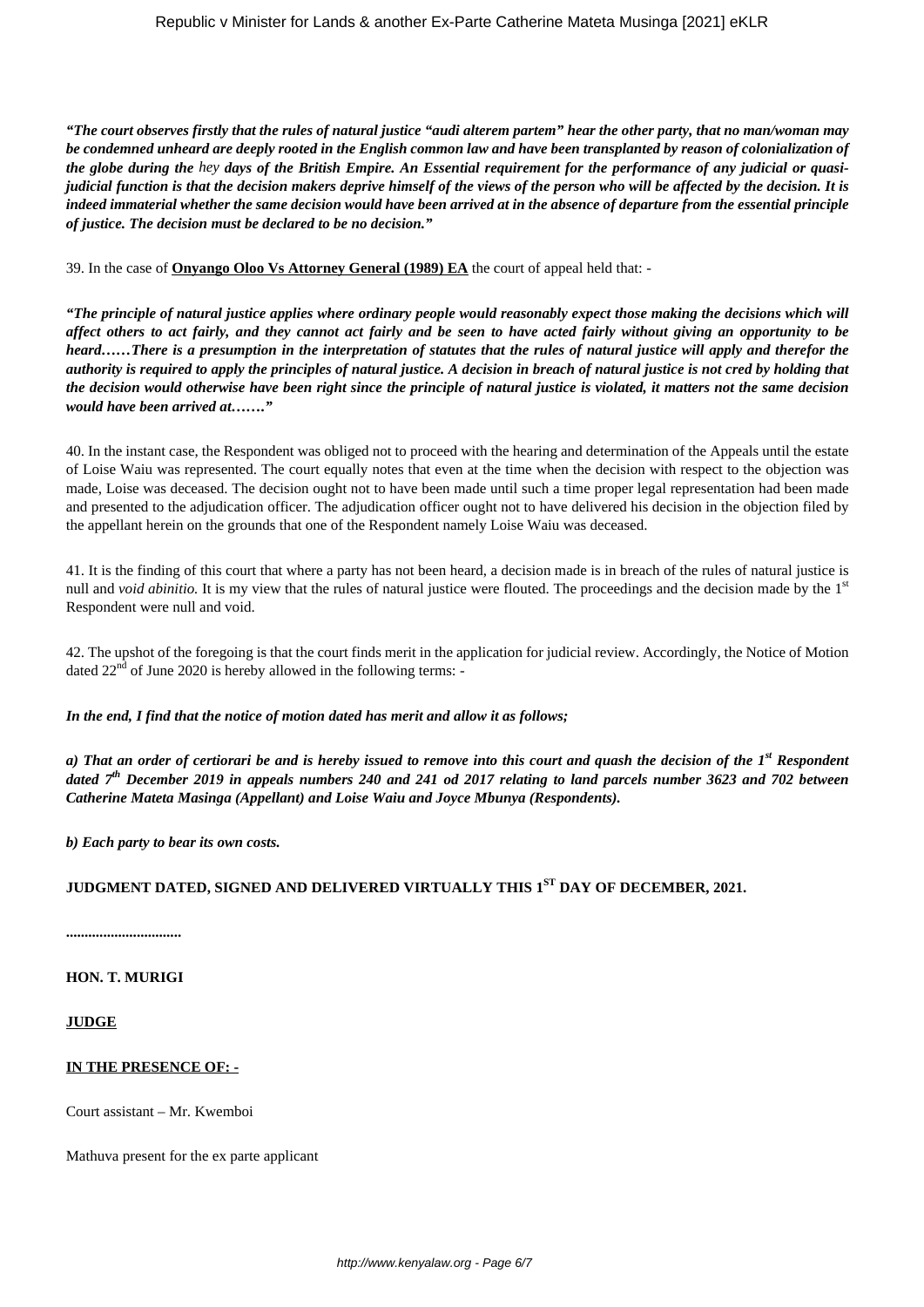***"The court observes firstly that the rules of natural justice "audi alterem partem" hear the other party, that no man/woman may be condemned unheard are deeply rooted in the English common law and have been transplanted by reason of colonialization of the globe during the** hey **days of the British Empire. An Essential requirement for the performance of any judicial or quasi-judicial function is that the decision makers deprive himself of the views of the person who will be affected by the decision. It is indeed immaterial whether the same decision would have been arrived at in the absence of departure from the essential principle of justice. The decision must be declared to be no decision."***

39. In the case of **Onyango Oloo Vs Attorney General (1989) EA** the court of appeal held that: -

***"The principle of natural justice applies where ordinary people would reasonably expect those making the decisions which will affect others to act fairly, and they cannot act fairly and be seen to have acted fairly without giving an opportunity to be heard……There is a presumption in the interpretation of statutes that the rules of natural justice will apply and therefor the authority is required to apply the principles of natural justice. A decision in breach of natural justice is not cred by holding that the decision would otherwise have been right since the principle of natural justice is violated, it matters not the same decision would have been arrived at……."***

40. In the instant case, the Respondent was obliged not to proceed with the hearing and determination of the Appeals until the estate of Loise Waiu was represented. The court equally notes that even at the time when the decision with respect to the objection was made, Loise was deceased. The decision ought not to have been made until such a time proper legal representation had been made and presented to the adjudication officer. The adjudication officer ought not to have delivered his decision in the objection filed by the appellant herein on the grounds that one of the Respondent namely Loise Waiu was deceased.

41. It is the finding of this court that where a party has not been heard, a decision made is in breach of the rules of natural justice is null and *void abinitio.* It is my view that the rules of natural justice were flouted. The proceedings and the decision made by the 1st Respondent were null and void.

42. The upshot of the foregoing is that the court finds merit in the application for judicial review. Accordingly, the Notice of Motion dated 22nd of June 2020 is hereby allowed in the following terms: -

***In the end, I find that the notice of motion dated has merit and allow it as follows;***

***a) That an order of certiorari be and is hereby issued to remove into this court and quash the decision of the 1st Respondent dated 7th December 2019 in appeals numbers 240 and 241 od 2017 relating to land parcels number 3623 and 702 between Catherine Mateta Masinga (Appellant) and Loise Waiu and Joyce Mbunya (Respondents).***

***b) Each party to bear its own costs.***

**JUDGMENT DATED, SIGNED AND DELIVERED VIRTUALLY THIS 1ST DAY OF DECEMBER, 2021.**

**..............................**

**HON. T. MURIGI**

**JUDGE**

**IN THE PRESENCE OF: -**

Court assistant – Mr. Kwemboi

Mathuva present for the ex parte applicant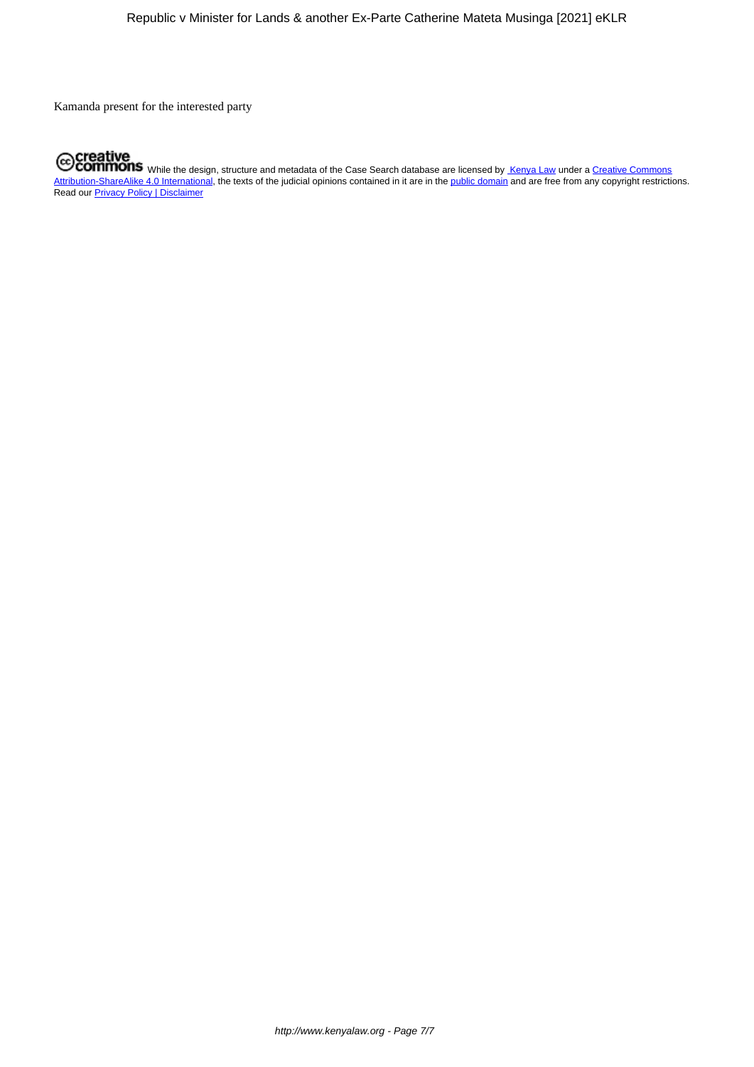Kamanda present for the interested party

While the design, structure and metadata of the Case Search database are licensed by Kenya Law under a Creative Commons Attribution-ShareAlike 4.0 International, the texts of the judicial opinions contained in it are in the public domain and are free from any copyright restrictions.
Read our Privacy Policy | Disclaimer